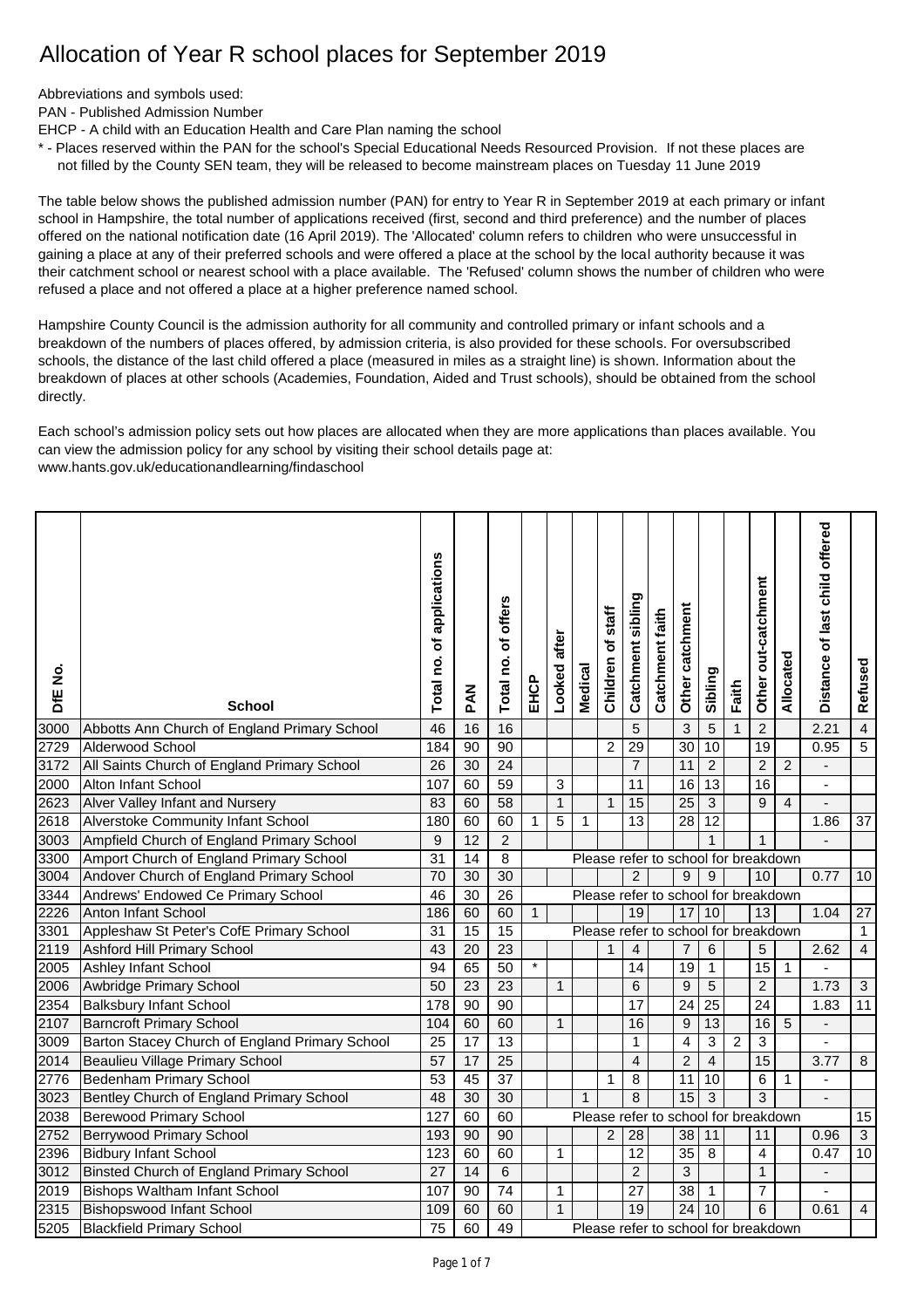# Allocation of Year R school places for September 2019

Abbreviations and symbols used:

PAN - Published Admission Number

EHCP - A child with an Education Health and Care Plan naming the school

\* - Places reserved within the PAN for the school's Special Educational Needs Resourced Provision. If not these places are not filled by the County SEN team, they will be released to become mainstream places on Tuesday 11 June 2019

The table below shows the published admission number (PAN) for entry to Year R in September 2019 at each primary or infant school in Hampshire, the total number of applications received (first, second and third preference) and the number of places offered on the national notification date (16 April 2019). The 'Allocated' column refers to children who were unsuccessful in gaining a place at any of their preferred schools and were offered a place at the school by the local authority because it was their catchment school or nearest school with a place available. The 'Refused' column shows the number of children who were refused a place and not offered a place at a higher preference named school.

Hampshire County Council is the admission authority for all community and controlled primary or infant schools and a breakdown of the numbers of places offered, by admission criteria, is also provided for these schools. For oversubscribed schools, the distance of the last child offered a place (measured in miles as a straight line) is shown. Information about the breakdown of places at other schools (Academies, Foundation, Aided and Trust schools), should be obtained from the school directly.

Each school's admission policy sets out how places are allocated when they are more applications than places available. You can view the admission policy for any school by visiting their school details page at: www.hants.gov.uk/educationandlearning/findaschool

| DfE No. | School | Total no. of applications | PAN | Total no. of offers | EHCP | Looked after | Medical | Children of staff | Catchment sibling | Catchment faith | Other catchment | Sibling | Faith | Other out-catchment | Allocated | Distance of last child offered | Refused |
|---|---|---|---|---|---|---|---|---|---|---|---|---|---|---|---|---|---|
| 3000 | Abbotts Ann Church of England Primary School | 46 | 16 | 16 | | | | | 5 | | 3 | 5 | 1 | 2 | | 2.21 | 4 |
| 2729 | Alderwood School | 184 | 90 | 90 | | | | 2 | 29 | | 30 | 10 | | 19 | | 0.95 | 5 |
| 3172 | All Saints Church of England Primary School | 26 | 30 | 24 | | | | | 7 | | 11 | 2 | | 2 | 2 | - | |
| 2000 | Alton Infant School | 107 | 60 | 59 | | 3 | | | 11 | | 16 | 13 | | 16 | | - | |
| 2623 | Alver Valley Infant and Nursery | 83 | 60 | 58 | | 1 | | 1 | 15 | | 25 | 3 | | 9 | 4 | - | |
| 2618 | Alverstoke Community Infant School | 180 | 60 | 60 | 1 | 5 | 1 | | 13 | | 28 | 12 | | | | 1.86 | 37 |
| 3003 | Ampfield Church of England Primary School | 9 | 12 | 2 | | | | | | | | 1 | | 1 | | - | |
| 3300 | Amport Church of England Primary School | 31 | 14 | 8 | Please refer to school for breakdown | | | | | | | | | | | | |
| 3004 | Andover Church of England Primary School | 70 | 30 | 30 | | | | | 2 | | 9 | 9 | | 10 | | 0.77 | 10 |
| 3344 | Andrews' Endowed Ce Primary School | 46 | 30 | 26 | Please refer to school for breakdown | | | | | | | | | | | | |
| 2226 | Anton Infant School | 186 | 60 | 60 | 1 | | | | 19 | | 17 | 10 | | 13 | | 1.04 | 27 |
| 3301 | Appleshaw St Peter's CofE Primary School | 31 | 15 | 15 | Please refer to school for breakdown | | | | | | | | | | | | 1 |
| 2119 | Ashford Hill Primary School | 43 | 20 | 23 | | | | 1 | 4 | | 7 | 6 | | 5 | | 2.62 | 4 |
| 2005 | Ashley Infant School | 94 | 65 | 50 | * | | | | 14 | | 19 | 1 | | 15 | 1 | - | |
| 2006 | Awbridge Primary School | 50 | 23 | 23 | | 1 | | | 6 | | 9 | 5 | | 2 | | 1.73 | 3 |
| 2354 | Balksbury Infant School | 178 | 90 | 90 | | | | | 17 | | 24 | 25 | | 24 | | 1.83 | 11 |
| 2107 | Barncroft Primary School | 104 | 60 | 60 | | 1 | | | 16 | | 9 | 13 | | 16 | 5 | - | |
| 3009 | Barton Stacey Church of England Primary School | 25 | 17 | 13 | | | | | 1 | | 4 | 3 | 2 | 3 | | - | |
| 2014 | Beaulieu Village Primary School | 57 | 17 | 25 | | | | | 4 | | 2 | 4 | | 15 | | 3.77 | 8 |
| 2776 | Bedenham Primary School | 53 | 45 | 37 | | | | 1 | 8 | | 11 | 10 | | 6 | 1 | - | |
| 3023 | Bentley Church of England Primary School | 48 | 30 | 30 | | | 1 | | 8 | | 15 | 3 | | 3 | | - | |
| 2038 | Berewood Primary School | 127 | 60 | 60 | Please refer to school for breakdown | | | | | | | | | | | | 15 |
| 2752 | Berrywood Primary School | 193 | 90 | 90 | | | | 2 | 28 | | 38 | 11 | | 11 | | 0.96 | 3 |
| 2396 | Bidbury Infant School | 123 | 60 | 60 | | 1 | | | 12 | | 35 | 8 | | 4 | | 0.47 | 10 |
| 3012 | Binsted Church of England Primary School | 27 | 14 | 6 | | | | | 2 | | 3 | | | 1 | | - | |
| 2019 | Bishops Waltham Infant School | 107 | 90 | 74 | | 1 | | | 27 | | 38 | 1 | | 7 | | - | |
| 2315 | Bishopswood Infant School | 109 | 60 | 60 | | 1 | | | 19 | | 24 | 10 | | 6 | | 0.61 | 4 |
| 5205 | Blackfield Primary School | 75 | 60 | 49 | Please refer to school for breakdown | | | | | | | | | | | | |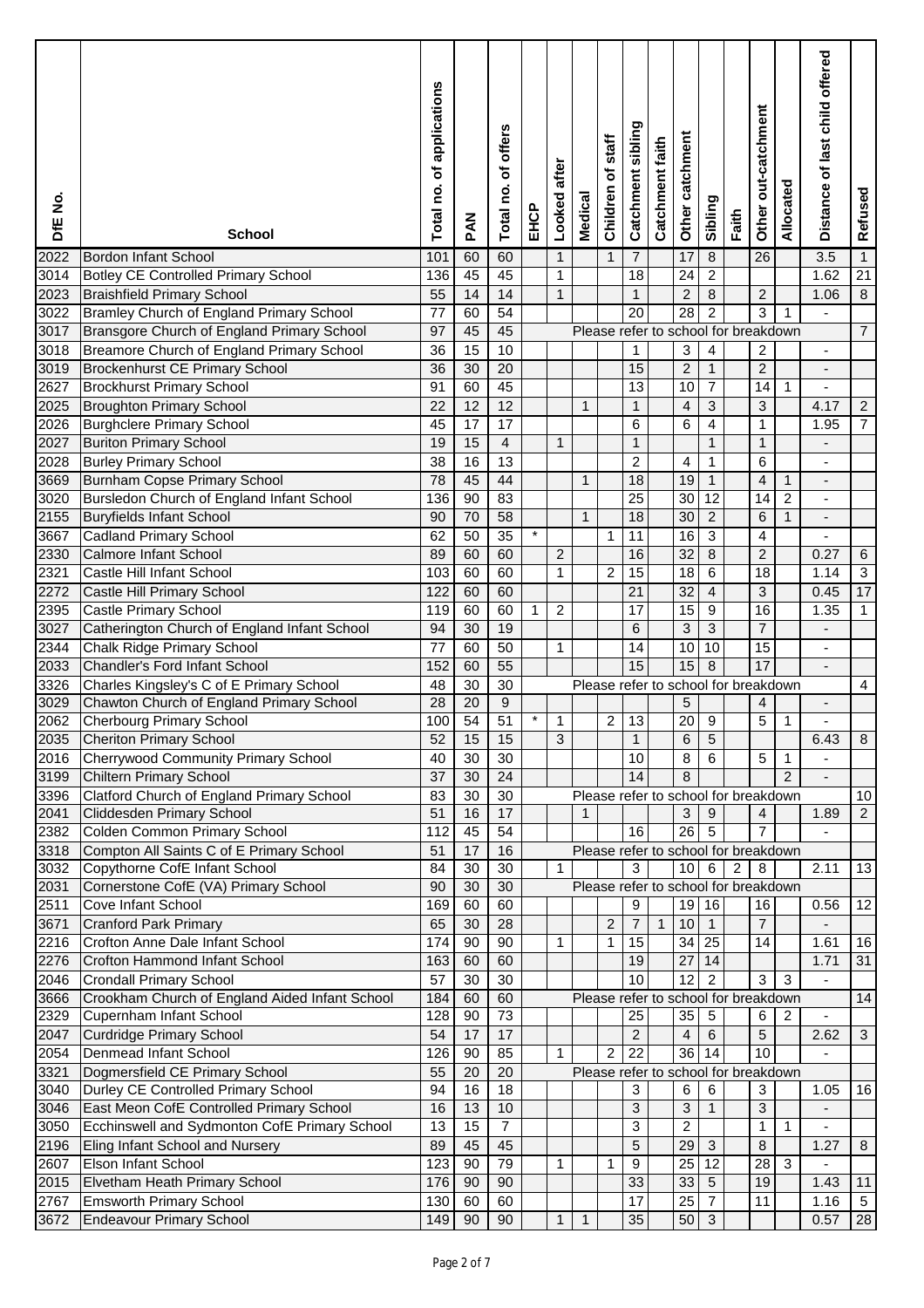| DfE No. | School | Total no. of applications | PAN | Total no. of offers | EHCP | Looked after | Medical | Children of staff | Catchment sibling | Catchment faith | Other catchment | Sibling | Faith | Other out-catchment | Allocated | Distance of last child offered | Refused |
|---|---|---|---|---|---|---|---|---|---|---|---|---|---|---|---|---|---|
| 2022 | Bordon Infant School | 101 | 60 | 60 | | 1 | | 1 | 7 | | 17 | 8 | | 26 | | 3.5 | 1 |
| 3014 | Botley CE Controlled Primary School | 136 | 45 | 45 | | 1 | | | 18 | | 24 | 2 | | | | 1.62 | 21 |
| 2023 | Braishfield Primary School | 55 | 14 | 14 | | 1 | | | 1 | | 2 | 8 | | 2 | | 1.06 | 8 |
| 3022 | Bramley Church of England Primary School | 77 | 60 | 54 | | | | | 20 | | 28 | 2 | | 3 | 1 | - | |
| 3017 | Bransgore Church of England Primary School | 97 | 45 | 45 | Please refer to school for breakdown | | | | | | | | | | | | 7 |
| 3018 | Breamore Church of England Primary School | 36 | 15 | 10 | | | | | 1 | | 3 | 4 | | 2 | | - | |
| 3019 | Brockenhurst CE Primary School | 36 | 30 | 20 | | | | | 15 | | 2 | 1 | | 2 | | - | |
| 2627 | Brockhurst Primary School | 91 | 60 | 45 | | | | | 13 | | 10 | 7 | | 14 | 1 | - | |
| 2025 | Broughton Primary School | 22 | 12 | 12 | | | 1 | | 1 | | 4 | 3 | | 3 | | 4.17 | 2 |
| 2026 | Burghclere Primary School | 45 | 17 | 17 | | | | | 6 | | 6 | 4 | | 1 | | 1.95 | 7 |
| 2027 | Buriton Primary School | 19 | 15 | 4 | | 1 | | | 1 | | | 1 | | 1 | | - | |
| 2028 | Burley Primary School | 38 | 16 | 13 | | | | | 2 | | 4 | 1 | | 6 | | - | |
| 3669 | Burnham Copse Primary School | 78 | 45 | 44 | | | 1 | | 18 | | 19 | 1 | | 4 | 1 | - | |
| 3020 | Bursledon Church of England Infant School | 136 | 90 | 83 | | | | | 25 | | 30 | 12 | | 14 | 2 | - | |
| 2155 | Buryfields Infant School | 90 | 70 | 58 | | | 1 | | 18 | | 30 | 2 | | 6 | 1 | - | |
| 3667 | Cadland Primary School | 62 | 50 | 35 | * | | | 1 | 11 | | 16 | 3 | | 4 | | - | |
| 2330 | Calmore Infant School | 89 | 60 | 60 | | 2 | | | 16 | | 32 | 8 | | 2 | | 0.27 | 6 |
| 2321 | Castle Hill Infant School | 103 | 60 | 60 | | 1 | | 2 | 15 | | 18 | 6 | | 18 | | 1.14 | 3 |
| 2272 | Castle Hill Primary School | 122 | 60 | 60 | | | | | 21 | | 32 | 4 | | 3 | | 0.45 | 17 |
| 2395 | Castle Primary School | 119 | 60 | 60 | 1 | 2 | | | 17 | | 15 | 9 | | 16 | | 1.35 | 1 |
| 3027 | Catherington Church of England Infant School | 94 | 30 | 19 | | | | | 6 | | 3 | 3 | | 7 | | - | |
| 2344 | Chalk Ridge Primary School | 77 | 60 | 50 | | 1 | | | 14 | | 10 | 10 | | 15 | | - | |
| 2033 | Chandler's Ford Infant School | 152 | 60 | 55 | | | | | 15 | | 15 | 8 | | 17 | | - | |
| 3326 | Charles Kingsley's C of E Primary School | 48 | 30 | 30 | Please refer to school for breakdown | | | | | | | | | | | | 4 |
| 3029 | Chawton Church of England Primary School | 28 | 20 | 9 | | | | | | | 5 | | | 4 | | - | |
| 2062 | Cherbourg Primary School | 100 | 54 | 51 | * | 1 | | 2 | 13 | | 20 | 9 | | 5 | 1 | - | |
| 2035 | Cheriton Primary School | 52 | 15 | 15 | | 3 | | | 1 | | 6 | 5 | | | | 6.43 | 8 |
| 2016 | Cherrywood Community Primary School | 40 | 30 | 30 | | | | | 10 | | 8 | 6 | | 5 | 1 | - | |
| 3199 | Chiltern Primary School | 37 | 30 | 24 | | | | | 14 | | 8 | | | | 2 | - | |
| 3396 | Clatford Church of England Primary School | 83 | 30 | 30 | Please refer to school for breakdown | | | | | | | | | | | | 10 |
| 2041 | Cliddesden Primary School | 51 | 16 | 17 | | | 1 | | | | 3 | 9 | | 4 | | 1.89 | 2 |
| 2382 | Colden Common Primary School | 112 | 45 | 54 | | | | | 16 | | 26 | 5 | | 7 | | - | |
| 3318 | Compton All Saints C of E Primary School | 51 | 17 | 16 | Please refer to school for breakdown | | | | | | | | | | | | |
| 3032 | Copythorne CofE Infant School | 84 | 30 | 30 | | 1 | | | 3 | | 10 | 6 | 2 | 8 | | 2.11 | 13 |
| 2031 | Cornerstone CofE (VA) Primary School | 90 | 30 | 30 | Please refer to school for breakdown | | | | | | | | | | | | |
| 2511 | Cove Infant School | 169 | 60 | 60 | | | | | 9 | | 19 | 16 | | 16 | | 0.56 | 12 |
| 3671 | Cranford Park Primary | 65 | 30 | 28 | | | | 2 | 7 | 1 | 10 | 1 | | 7 | | - | |
| 2216 | Crofton Anne Dale Infant School | 174 | 90 | 90 | | 1 | | 1 | 15 | | 34 | 25 | | 14 | | 1.61 | 16 |
| 2276 | Crofton Hammond Infant School | 163 | 60 | 60 | | | | | 19 | | 27 | 14 | | | | 1.71 | 31 |
| 2046 | Crondall Primary School | 57 | 30 | 30 | | | | | 10 | | 12 | 2 | | 3 | 3 | - | |
| 3666 | Crookham Church of England Aided Infant School | 184 | 60 | 60 | Please refer to school for breakdown | | | | | | | | | | | | 14 |
| 2329 | Cupernham Infant School | 128 | 90 | 73 | | | | | 25 | | 35 | 5 | | 6 | 2 | - | |
| 2047 | Curdridge Primary School | 54 | 17 | 17 | | | | | 2 | | 4 | 6 | | 5 | | 2.62 | 3 |
| 2054 | Denmead Infant School | 126 | 90 | 85 | | 1 | | 2 | 22 | | 36 | 14 | | 10 | | - | |
| 3321 | Dogmersfield CE Primary School | 55 | 20 | 20 | Please refer to school for breakdown | | | | | | | | | | | | |
| 3040 | Durley CE Controlled Primary School | 94 | 16 | 18 | | | | | 3 | | 6 | 6 | | 3 | | 1.05 | 16 |
| 3046 | East Meon CofE Controlled Primary School | 16 | 13 | 10 | | | | | 3 | | 3 | 1 | | 3 | | - | |
| 3050 | Ecchinswell and Sydmonton CofE Primary School | 13 | 15 | 7 | | | | | 3 | | 2 | | | 1 | 1 | - | |
| 2196 | Eling Infant School and Nursery | 89 | 45 | 45 | | | | | 5 | | 29 | 3 | | 8 | | 1.27 | 8 |
| 2607 | Elson Infant School | 123 | 90 | 79 | | 1 | | 1 | 9 | | 25 | 12 | | 28 | 3 | - | |
| 2015 | Elvetham Heath Primary School | 176 | 90 | 90 | | | | | 33 | | 33 | 5 | | 19 | | 1.43 | 11 |
| 2767 | Emsworth Primary School | 130 | 60 | 60 | | | | | 17 | | 25 | 7 | | 11 | | 1.16 | 5 |
| 3672 | Endeavour Primary School | 149 | 90 | 90 | | 1 | 1 | | 35 | | 50 | 3 | | | | 0.57 | 28 |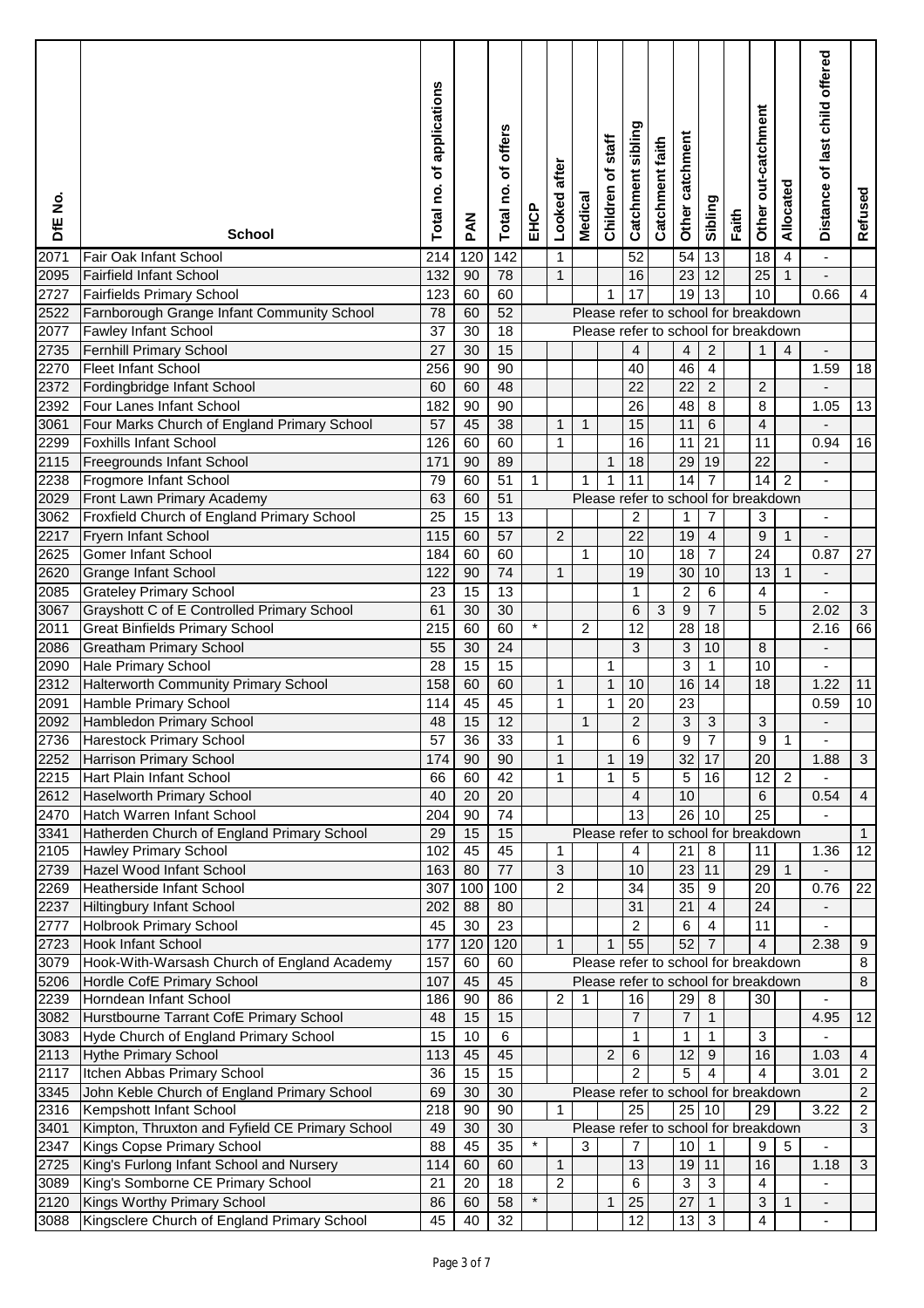| DfE No. | School | Total no. of applications | PAN | Total no. of offers | EHCP | Looked after | Medical | Children of staff | Catchment sibling | Catchment faith | Other catchment | Sibling | Faith | Other out-catchment | Allocated | Distance of last child offered | Refused |
|---|---|---|---|---|---|---|---|---|---|---|---|---|---|---|---|---|---|
| 2071 | Fair Oak Infant School | 214 | 120 | 142 | | 1 | | | 52 | | 54 | 13 | | 18 | 4 | - | |
| 2095 | Fairfield Infant School | 132 | 90 | 78 | | 1 | | | 16 | | 23 | 12 | | 25 | 1 | - | |
| 2727 | Fairfields Primary School | 123 | 60 | 60 | | | | 1 | 17 | | 19 | 13 | | 10 | | 0.66 | 4 |
| 2522 | Farnborough Grange Infant Community School | 78 | 60 | 52 | Please refer to school for breakdown | | | | | | | | | | | | |
| 2077 | Fawley Infant School | 37 | 30 | 18 | Please refer to school for breakdown | | | | | | | | | | | | |
| 2735 | Fernhill Primary School | 27 | 30 | 15 | | | | | 4 | | 4 | 2 | | 1 | 4 | - | |
| 2270 | Fleet Infant School | 256 | 90 | 90 | | | | | 40 | | 46 | 4 | | | | 1.59 | 18 |
| 2372 | Fordingbridge Infant School | 60 | 60 | 48 | | | | | 22 | | 22 | 2 | | 2 | | - | |
| 2392 | Four Lanes Infant School | 182 | 90 | 90 | | | | | 26 | | 48 | 8 | | 8 | | 1.05 | 13 |
| 3061 | Four Marks Church of England Primary School | 57 | 45 | 38 | | 1 | 1 | | 15 | | 11 | 6 | | 4 | | - | |
| 2299 | Foxhills Infant School | 126 | 60 | 60 | | 1 | | | 16 | | 11 | 21 | | 11 | | 0.94 | 16 |
| 2115 | Freegrounds Infant School | 171 | 90 | 89 | | | | 1 | 18 | | 29 | 19 | | 22 | | - | |
| 2238 | Frogmore Infant School | 79 | 60 | 51 | 1 | | 1 | 1 | 11 | | 14 | 7 | | 14 | 2 | - | |
| 2029 | Front Lawn Primary Academy | 63 | 60 | 51 | Please refer to school for breakdown | | | | | | | | | | | | |
| 3062 | Froxfield Church of England Primary School | 25 | 15 | 13 | | | | | 2 | | 1 | 7 | | 3 | | - | |
| 2217 | Fryern Infant School | 115 | 60 | 57 | | 2 | | | 22 | | 19 | 4 | | 9 | 1 | - | |
| 2625 | Gomer Infant School | 184 | 60 | 60 | | | 1 | | 10 | | 18 | 7 | | 24 | | 0.87 | 27 |
| 2620 | Grange Infant School | 122 | 90 | 74 | | 1 | | | 19 | | 30 | 10 | | 13 | 1 | - | |
| 2085 | Grateley Primary School | 23 | 15 | 13 | | | | | 1 | | 2 | 6 | | 4 | | - | |
| 3067 | Grayshott C of E Controlled Primary School | 61 | 30 | 30 | | | | | 6 | 3 | 9 | 7 | | 5 | | 2.02 | 3 |
| 2011 | Great Binfields Primary School | 215 | 60 | 60 | * | | 2 | | 12 | | 28 | 18 | | | | 2.16 | 66 |
| 2086 | Greatham Primary School | 55 | 30 | 24 | | | | | 3 | | 3 | 10 | | 8 | | - | |
| 2090 | Hale Primary School | 28 | 15 | 15 | | | | 1 | | | 3 | 1 | | 10 | | - | |
| 2312 | Halterworth Community Primary School | 158 | 60 | 60 | | 1 | | 1 | 10 | | 16 | 14 | | 18 | | 1.22 | 11 |
| 2091 | Hamble Primary School | 114 | 45 | 45 | | 1 | | 1 | 20 | | 23 | | | | | 0.59 | 10 |
| 2092 | Hambledon Primary School | 48 | 15 | 12 | | | 1 | | 2 | | 3 | 3 | | 3 | | - | |
| 2736 | Harestock Primary School | 57 | 36 | 33 | | 1 | | | 6 | | 9 | 7 | | 9 | 1 | - | |
| 2252 | Harrison Primary School | 174 | 90 | 90 | | 1 | | 1 | 19 | | 32 | 17 | | 20 | | 1.88 | 3 |
| 2215 | Hart Plain Infant School | 66 | 60 | 42 | | 1 | | 1 | 5 | | 5 | 16 | | 12 | 2 | - | |
| 2612 | Haselworth Primary School | 40 | 20 | 20 | | | | | 4 | | 10 | | | 6 | | 0.54 | 4 |
| 2470 | Hatch Warren Infant School | 204 | 90 | 74 | | | | | 13 | | 26 | 10 | | 25 | | - | |
| 3341 | Hatherden Church of England Primary School | 29 | 15 | 15 | Please refer to school for breakdown | | | | | | | | | | | | 1 |
| 2105 | Hawley Primary School | 102 | 45 | 45 | | 1 | | | 4 | | 21 | 8 | | 11 | | 1.36 | 12 |
| 2739 | Hazel Wood Infant School | 163 | 80 | 77 | | 3 | | | 10 | | 23 | 11 | | 29 | 1 | - | |
| 2269 | Heatherside Infant School | 307 | 100 | 100 | | 2 | | | 34 | | 35 | 9 | | 20 | | 0.76 | 22 |
| 2237 | Hiltingbury Infant School | 202 | 88 | 80 | | | | | 31 | | 21 | 4 | | 24 | | - | |
| 2777 | Holbrook Primary School | 45 | 30 | 23 | | | | | 2 | | 6 | 4 | | 11 | | - | |
| 2723 | Hook Infant School | 177 | 120 | 120 | | 1 | | 1 | 55 | | 52 | 7 | | 4 | | 2.38 | 9 |
| 3079 | Hook-With-Warsash Church of England Academy | 157 | 60 | 60 | Please refer to school for breakdown | | | | | | | | | | | | 8 |
| 5206 | Hordle CofE Primary School | 107 | 45 | 45 | Please refer to school for breakdown | | | | | | | | | | | | 8 |
| 2239 | Horndean Infant School | 186 | 90 | 86 | | 2 | 1 | | 16 | | 29 | 8 | | 30 | | - | |
| 3082 | Hurstbourne Tarrant CofE Primary School | 48 | 15 | 15 | | | | | 7 | | 7 | 1 | | | | 4.95 | 12 |
| 3083 | Hyde Church of England Primary School | 15 | 10 | 6 | | | | | 1 | | 1 | 1 | | 3 | | - | |
| 2113 | Hythe Primary School | 113 | 45 | 45 | | | | 2 | 6 | | 12 | 9 | | 16 | | 1.03 | 4 |
| 2117 | Itchen Abbas Primary School | 36 | 15 | 15 | | | | | 2 | | 5 | 4 | | 4 | | 3.01 | 2 |
| 3345 | John Keble Church of England Primary School | 69 | 30 | 30 | Please refer to school for breakdown | | | | | | | | | | | | 2 |
| 2316 | Kempshott Infant School | 218 | 90 | 90 | | 1 | | | 25 | | 25 | 10 | | 29 | | 3.22 | 2 |
| 3401 | Kimpton, Thruxton and Fyfield CE Primary School | 49 | 30 | 30 | Please refer to school for breakdown | | | | | | | | | | | | 3 |
| 2347 | Kings Copse Primary School | 88 | 45 | 35 | * | | 3 | | 7 | | 10 | 1 | | 9 | 5 | - | |
| 2725 | King's Furlong Infant School and Nursery | 114 | 60 | 60 | | 1 | | | 13 | | 19 | 11 | | 16 | | 1.18 | 3 |
| 3089 | King's Somborne CE Primary School | 21 | 20 | 18 | | 2 | | | 6 | | 3 | 3 | | 4 | | - | |
| 2120 | Kings Worthy Primary School | 86 | 60 | 58 | * | | | 1 | 25 | | 27 | 1 | | 3 | 1 | - | |
| 3088 | Kingsclere Church of England Primary School | 45 | 40 | 32 | | | | | 12 | | 13 | 3 | | 4 | | - | |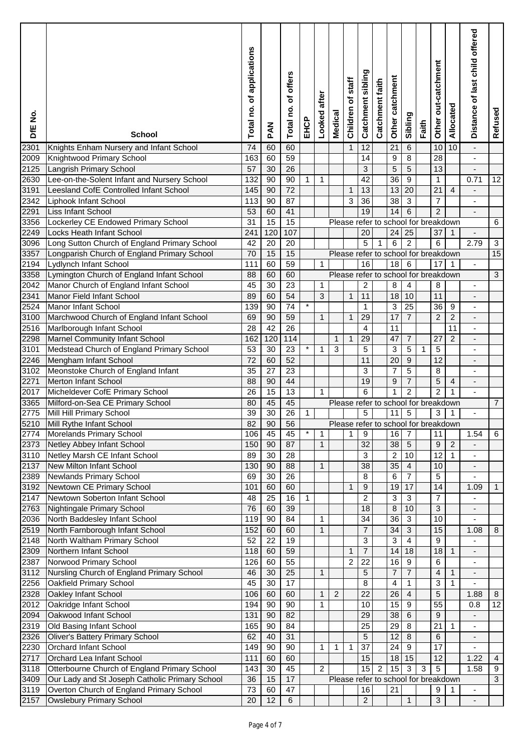| DfE No. | School | Total no. of applications | PAN | Total no. of offers | EHCP | Looked after | Medical | Children of staff | Catchment sibling | Catchment faith | Other catchment | Sibling | Faith | Other out-catchment | Allocated | Distance of last child offered | Refused |
|---|---|---|---|---|---|---|---|---|---|---|---|---|---|---|---|---|---|
| 2301 | Knights Enham Nursery and Infant School | 74 | 60 | 60 | | | | 1 | 12 | | 21 | 6 | | 10 | 10 | - | |
| 2009 | Knightwood Primary School | 163 | 60 | 59 | | | | | 14 | | 9 | 8 | | 28 | | - | |
| 2125 | Langrish Primary School | 57 | 30 | 26 | | | | | 3 | | 5 | 5 | | 13 | | - | |
| 2630 | Lee-on-the-Solent Infant and Nursery School | 132 | 90 | 90 | 1 | 1 | | | 42 | | 36 | 9 | | 1 | | 0.71 | 12 |
| 3191 | Leesland CofE Controlled Infant School | 145 | 90 | 72 | | | | 1 | 13 | | 13 | 20 | | 21 | 4 | - | |
| 2342 | Liphook Infant School | 113 | 90 | 87 | | | | 3 | 36 | | 38 | 3 | | 7 | | - | |
| 2291 | Liss Infant School | 53 | 60 | 41 | | | | | 19 | | 14 | 6 | | 2 | | - | |
| 3356 | Lockerley CE Endowed Primary School | 31 | 15 | 15 | Please refer to school for breakdown | | | | | | | | | | | | 6 |
| 2249 | Locks Heath Infant School | 241 | 120 | 107 | | | | | 20 | | 24 | 25 | | 37 | 1 | - | |
| 3096 | Long Sutton Church of England Primary School | 42 | 20 | 20 | | | | | 5 | 1 | 6 | 2 | | 6 | | 2.79 | 3 |
| 3357 | Longparish Church of England Primary School | 70 | 15 | 15 | Please refer to school for breakdown | | | | | | | | | | | | 15 |
| 2194 | Lydlynch Infant School | 111 | 60 | 59 | | 1 | | | 16 | | 18 | 6 | | 17 | 1 | - | |
| 3358 | Lymington Church of England Infant School | 88 | 60 | 60 | Please refer to school for breakdown | | | | | | | | | | | | 3 |
| 2042 | Manor Church of England Infant School | 45 | 30 | 23 | | 1 | | | 2 | | 8 | 4 | | 8 | | - | |
| 2341 | Manor Field Infant School | 89 | 60 | 54 | | 3 | | 1 | 11 | | 18 | 10 | | 11 | | - | |
| 2524 | Manor Infant School | 139 | 90 | 74 | * | | | | 1 | | 3 | 25 | | 36 | 9 | - | |
| 3100 | Marchwood Church of England Infant School | 69 | 90 | 59 | | 1 | | 1 | 29 | | 17 | 7 | | 2 | 2 | - | |
| 2516 | Marlborough Infant School | 28 | 42 | 26 | | | | | 4 | | 11 | | | | 11 | - | |
| 2298 | Marnel Community Infant School | 162 | 120 | 114 | | | 1 | 1 | 29 | | 47 | 7 | | 27 | 2 | - | |
| 3101 | Medstead Church of England Primary School | 53 | 30 | 23 | * | 1 | 3 | | 5 | | 3 | 5 | 1 | 5 | | - | |
| 2246 | Mengham Infant School | 72 | 60 | 52 | | | | | 11 | | 20 | 9 | | 12 | | - | |
| 3102 | Meonstoke Church of England Infant | 35 | 27 | 23 | | | | | 3 | | 7 | 5 | | 8 | | - | |
| 2271 | Merton Infant School | 88 | 90 | 44 | | | | | 19 | | 9 | 7 | | 5 | 4 | - | |
| 2017 | Micheldever CofE Primary School | 26 | 15 | 13 | | 1 | | | 6 | | 1 | 2 | | 2 | 1 | - | |
| 3365 | Milford-on-Sea CE Primary School | 80 | 45 | 45 | Please refer to school for breakdown | | | | | | | | | | | | 7 |
| 2775 | Mill Hill Primary School | 39 | 30 | 26 | 1 | | | | 5 | | 11 | 5 | | 3 | 1 | - | |
| 5210 | Mill Rythe Infant School | 82 | 90 | 56 | Please refer to school for breakdown | | | | | | | | | | | | |
| 2774 | Morelands Primary School | 106 | 45 | 45 | * | 1 | | 1 | 9 | | 16 | 7 | | 11 | | 1.54 | 6 |
| 2373 | Netley Abbey Infant School | 150 | 90 | 87 | | 1 | | | 32 | | 38 | 5 | | 9 | 2 | - | |
| 3110 | Netley Marsh CE Infant School | 89 | 30 | 28 | | | | | 3 | | 2 | 10 | | 12 | 1 | - | |
| 2137 | New Milton Infant School | 130 | 90 | 88 | | 1 | | | 38 | | 35 | 4 | | 10 | | - | |
| 2389 | Newlands Primary School | 69 | 30 | 26 | | | | | 8 | | 6 | 7 | | 5 | | - | |
| 3192 | Newtown CE Primary School | 101 | 60 | 60 | | | | 1 | 9 | | 19 | 17 | | 14 | | 1.09 | 1 |
| 2147 | Newtown Soberton Infant School | 48 | 25 | 16 | 1 | | | | 2 | | 3 | 3 | | 7 | | - | |
| 2763 | Nightingale Primary School | 76 | 60 | 39 | | | | | 18 | | 8 | 10 | | 3 | | - | |
| 2036 | North Baddesley Infant School | 119 | 90 | 84 | | 1 | | | 34 | | 36 | 3 | | 10 | | - | |
| 2519 | North Farnborough Infant School | 152 | 60 | 60 | | 1 | | | 7 | | 34 | 3 | | 15 | | 1.08 | 8 |
| 2148 | North Waltham Primary School | 52 | 22 | 19 | | | | | 3 | | 3 | 4 | | 9 | | - | |
| 2309 | Northern Infant School | 118 | 60 | 59 | | | | 1 | 7 | | 14 | 18 | | 18 | 1 | - | |
| 2387 | Norwood Primary School | 126 | 60 | 55 | | | | 2 | 22 | | 16 | 9 | | 6 | | - | |
| 3112 | Nursling Church of England Primary School | 46 | 30 | 25 | | 1 | | | 5 | | 7 | 7 | | 4 | 1 | - | |
| 2256 | Oakfield Primary School | 45 | 30 | 17 | | | | | 8 | | 4 | 1 | | 3 | 1 | - | |
| 2328 | Oakley Infant School | 106 | 60 | 60 | | 1 | 2 | | 22 | | 26 | 4 | | 5 | | 1.88 | 8 |
| 2012 | Oakridge Infant School | 194 | 90 | 90 | | 1 | | | 10 | | 15 | 9 | | 55 | | 0.8 | 12 |
| 2094 | Oakwood Infant School | 131 | 90 | 82 | | | | | 29 | | 38 | 6 | | 9 | | - | |
| 2319 | Old Basing Infant School | 165 | 90 | 84 | | | | | 25 | | 29 | 8 | | 21 | 1 | - | |
| 2326 | Oliver's Battery Primary School | 62 | 40 | 31 | | | | | 5 | | 12 | 8 | | 6 | | - | |
| 2230 | Orchard Infant School | 149 | 90 | 90 | | 1 | 1 | 1 | 37 | | 24 | 9 | | 17 | | - | |
| 2717 | Orchard Lea Infant School | 111 | 60 | 60 | | | | | 15 | | 18 | 15 | | 12 | | 1.22 | 4 |
| 3118 | Otterbourne Church of England Primary School | 143 | 30 | 45 | | 2 | | | 15 | 2 | 15 | 3 | 3 | 5 | | 1.58 | 9 |
| 3409 | Our Lady and St Joseph Catholic Primary School | 36 | 15 | 17 | Please refer to school for breakdown | | | | | | | | | | | | 3 |
| 3119 | Overton Church of England Primary School | 73 | 60 | 47 | | | | | 16 | | 21 | | | 9 | 1 | - | |
| 2157 | Owslebury Primary School | 20 | 12 | 6 | | | | | 2 | | | 1 | | 3 | | - | |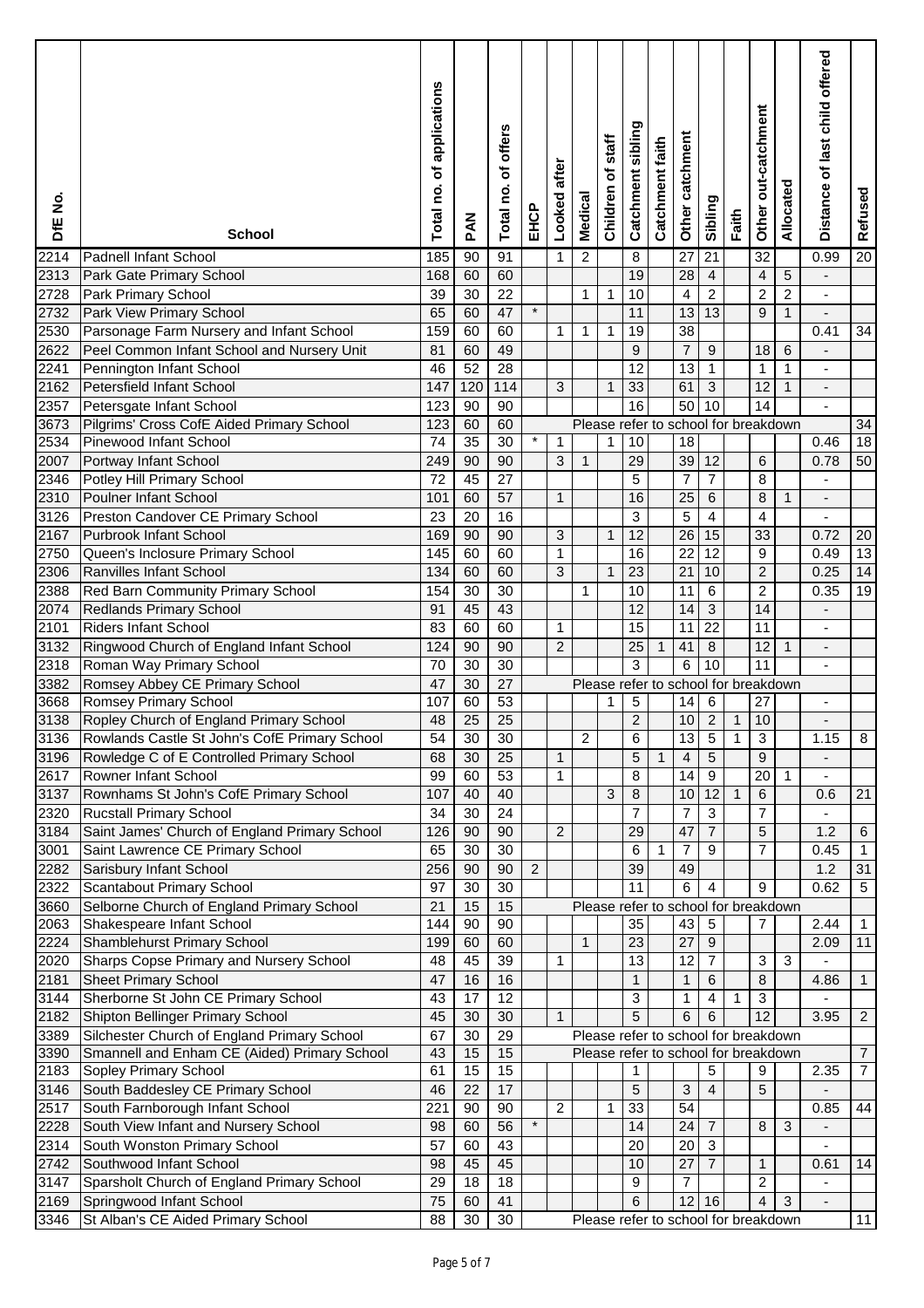| DfE No. | School | Total no. of applications | PAN | Total no. of offers | EHCP | Looked after | Medical | Children of staff | Catchment sibling | Catchment faith | Other catchment | Sibling | Faith | Other out-catchment | Allocated | Distance of last child offered | Refused |
|---|---|---|---|---|---|---|---|---|---|---|---|---|---|---|---|---|---|
| 2214 | Padnell Infant School | 185 | 90 | 91 | | 1 | 2 | | 8 | | 27 | 21 | | 32 | | 0.99 | 20 |
| 2313 | Park Gate Primary School | 168 | 60 | 60 | | | | | 19 | | 28 | 4 | | 4 | 5 | - | |
| 2728 | Park Primary School | 39 | 30 | 22 | | | 1 | 1 | 10 | | 4 | 2 | | 2 | 2 | - | |
| 2732 | Park View Primary School | 65 | 60 | 47 | * | | | | 11 | | 13 | 13 | | 9 | 1 | - | |
| 2530 | Parsonage Farm Nursery and Infant School | 159 | 60 | 60 | | 1 | 1 | 1 | 19 | | 38 | | | | | 0.41 | 34 |
| 2622 | Peel Common Infant School and Nursery Unit | 81 | 60 | 49 | | | | | 9 | | 7 | 9 | | 18 | 6 | - | |
| 2241 | Pennington Infant School | 46 | 52 | 28 | | | | | 12 | | 13 | 1 | | 1 | 1 | - | |
| 2162 | Petersfield Infant School | 147 | 120 | 114 | | 3 | | 1 | 33 | | 61 | 3 | | 12 | 1 | - | |
| 2357 | Petersgate Infant School | 123 | 90 | 90 | | | | | 16 | | 50 | 10 | | 14 | | - | |
| 3673 | Pilgrims' Cross CofE Aided Primary School | 123 | 60 | 60 | Please refer to school for breakdown | | | | | | | | | | | | 34 |
| 2534 | Pinewood Infant School | 74 | 35 | 30 | * | 1 | | 1 | 10 | | 18 | | | | | 0.46 | 18 |
| 2007 | Portway Infant School | 249 | 90 | 90 | | 3 | 1 | | 29 | | 39 | 12 | | 6 | | 0.78 | 50 |
| 2346 | Potley Hill Primary School | 72 | 45 | 27 | | | | | 5 | | 7 | 7 | | 8 | | - | |
| 2310 | Poulner Infant School | 101 | 60 | 57 | | 1 | | | 16 | | 25 | 6 | | 8 | 1 | - | |
| 3126 | Preston Candover CE Primary School | 23 | 20 | 16 | | | | | 3 | | 5 | 4 | | 4 | | - | |
| 2167 | Purbrook Infant School | 169 | 90 | 90 | | 3 | | 1 | 12 | | 26 | 15 | | 33 | | 0.72 | 20 |
| 2750 | Queen's Inclosure Primary School | 145 | 60 | 60 | | 1 | | | 16 | | 22 | 12 | | 9 | | 0.49 | 13 |
| 2306 | Ranvilles Infant School | 134 | 60 | 60 | | 3 | | 1 | 23 | | 21 | 10 | | 2 | | 0.25 | 14 |
| 2388 | Red Barn Community Primary School | 154 | 30 | 30 | | | 1 | | 10 | | 11 | 6 | | 2 | | 0.35 | 19 |
| 2074 | Redlands Primary School | 91 | 45 | 43 | | | | | 12 | | 14 | 3 | | 14 | | - | |
| 2101 | Riders Infant School | 83 | 60 | 60 | | 1 | | | 15 | | 11 | 22 | | 11 | | - | |
| 3132 | Ringwood Church of England Infant School | 124 | 90 | 90 | | 2 | | | 25 | 1 | 41 | 8 | | 12 | 1 | - | |
| 2318 | Roman Way Primary School | 70 | 30 | 30 | | | | | 3 | | 6 | 10 | | 11 | | - | |
| 3382 | Romsey Abbey CE Primary School | 47 | 30 | 27 | Please refer to school for breakdown | | | | | | | | | | | | |
| 3668 | Romsey Primary School | 107 | 60 | 53 | | | | 1 | 5 | | 14 | 6 | | 27 | | - | |
| 3138 | Ropley Church of England Primary School | 48 | 25 | 25 | | | | | 2 | | 10 | 2 | 1 | 10 | | - | |
| 3136 | Rowlands Castle St John's CofE Primary School | 54 | 30 | 30 | | | 2 | | 6 | | 13 | 5 | 1 | 3 | | 1.15 | 8 |
| 3196 | Rowledge C of E Controlled Primary School | 68 | 30 | 25 | | 1 | | | 5 | 1 | 4 | 5 | | 9 | | - | |
| 2617 | Rowner Infant School | 99 | 60 | 53 | | 1 | | | 8 | | 14 | 9 | | 20 | 1 | - | |
| 3137 | Rownhams St John's CofE Primary School | 107 | 40 | 40 | | | | 3 | 8 | | 10 | 12 | 1 | 6 | | 0.6 | 21 |
| 2320 | Rucstall Primary School | 34 | 30 | 24 | | | | | 7 | | 7 | 3 | | 7 | | - | |
| 3184 | Saint James' Church of England Primary School | 126 | 90 | 90 | | 2 | | | 29 | | 47 | 7 | | 5 | | 1.2 | 6 |
| 3001 | Saint Lawrence CE Primary School | 65 | 30 | 30 | | | | | 6 | 1 | 7 | 9 | | 7 | | 0.45 | 1 |
| 2282 | Sarisbury Infant School | 256 | 90 | 90 | 2 | | | | 39 | | 49 | | | | | 1.2 | 31 |
| 2322 | Scantabout Primary School | 97 | 30 | 30 | | | | | 11 | | 6 | 4 | | 9 | | 0.62 | 5 |
| 3660 | Selborne Church of England Primary School | 21 | 15 | 15 | Please refer to school for breakdown | | | | | | | | | | | | |
| 2063 | Shakespeare Infant School | 144 | 90 | 90 | | | | | 35 | | 43 | 5 | | 7 | | 2.44 | 1 |
| 2224 | Shamblehurst Primary School | 199 | 60 | 60 | | | 1 | | 23 | | 27 | 9 | | | | 2.09 | 11 |
| 2020 | Sharps Copse Primary and Nursery School | 48 | 45 | 39 | | 1 | | | 13 | | 12 | 7 | | 3 | 3 | - | |
| 2181 | Sheet Primary School | 47 | 16 | 16 | | | | | 1 | | 1 | 6 | | 8 | | 4.86 | 1 |
| 3144 | Sherborne St John CE Primary School | 43 | 17 | 12 | | | | | 3 | | 1 | 4 | 1 | 3 | | - | |
| 2182 | Shipton Bellinger Primary School | 45 | 30 | 30 | | 1 | | | 5 | | 6 | 6 | | 12 | | 3.95 | 2 |
| 3389 | Silchester Church of England Primary School | 67 | 30 | 29 | Please refer to school for breakdown | | | | | | | | | | | | |
| 3390 | Smannell and Enham CE (Aided) Primary School | 43 | 15 | 15 | Please refer to school for breakdown | | | | | | | | | | | | 7 |
| 2183 | Sopley Primary School | 61 | 15 | 15 | | | | | 1 | | | 5 | | 9 | | 2.35 | 7 |
| 3146 | South Baddesley CE Primary School | 46 | 22 | 17 | | | | | 5 | | 3 | 4 | | 5 | | - | |
| 2517 | South Farnborough Infant School | 221 | 90 | 90 | | 2 | | 1 | 33 | | 54 | | | | | 0.85 | 44 |
| 2228 | South View Infant and Nursery School | 98 | 60 | 56 | * | | | | 14 | | 24 | 7 | | 8 | 3 | - | |
| 2314 | South Wonston Primary School | 57 | 60 | 43 | | | | | 20 | | 20 | 3 | | | | - | |
| 2742 | Southwood Infant School | 98 | 45 | 45 | | | | | 10 | | 27 | 7 | | 1 | | 0.61 | 14 |
| 3147 | Sparsholt Church of England Primary School | 29 | 18 | 18 | | | | | 9 | | 7 | | | 2 | | - | |
| 2169 | Springwood Infant School | 75 | 60 | 41 | | | | | 6 | | 12 | 16 | | 4 | 3 | - | |
| 3346 | St Alban's CE Aided Primary School | 88 | 30 | 30 | Please refer to school for breakdown | | | | | | | | | | | | 11 |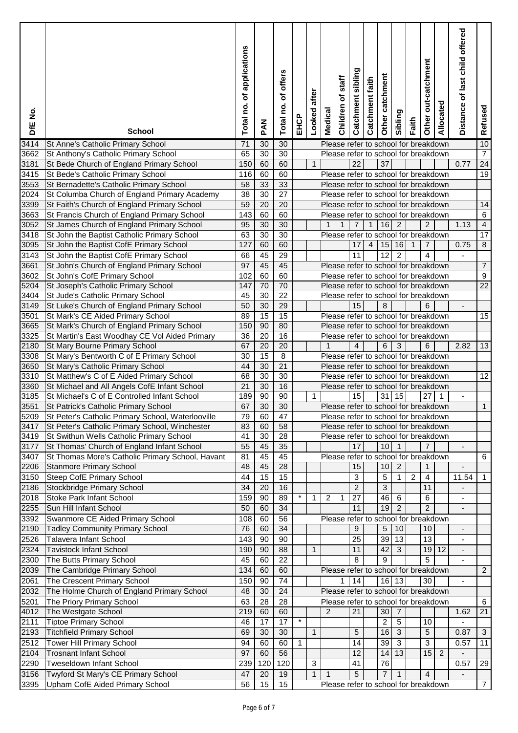| DfE No. | School | Total no. of applications | PAN | Total no. of offers | EHCP | Looked after | Medical | Children of staff | Catchment sibling | Catchment faith | Other catchment | Sibling | Faith | Other out-catchment | Allocated | Distance of last child offered | Refused |
|---|---|---|---|---|---|---|---|---|---|---|---|---|---|---|---|---|---|
| 3414 | St Anne's Catholic Primary School | 71 | 30 | 30 | Please refer to school for breakdown | | | | | | | | | | | | 10 |
| 3662 | St Anthony's Catholic Primary School | 65 | 30 | 30 | Please refer to school for breakdown | | | | | | | | | | | | 7 |
| 3181 | St Bede Church of England Primary School | 150 | 60 | 60 | | 1 | | | 22 | | 37 | | | | | 0.77 | 24 |
| 3415 | St Bede's Catholic Primary School | 116 | 60 | 60 | Please refer to school for breakdown | | | | | | | | | | | | 19 |
| 3553 | St Bernadette's Catholic Primary School | 58 | 33 | 33 | Please refer to school for breakdown | | | | | | | | | | | | |
| 2024 | St Columba Church of England Primary Academy | 38 | 30 | 27 | Please refer to school for breakdown | | | | | | | | | | | | |
| 3399 | St Faith's Church of England Primary School | 59 | 20 | 20 | Please refer to school for breakdown | | | | | | | | | | | | 14 |
| 3663 | St Francis Church of England Primary School | 143 | 60 | 60 | Please refer to school for breakdown | | | | | | | | | | | | 6 |
| 3052 | St James Church of England Primary School | 95 | 30 | 30 | | | 1 | 1 | 7 | 1 | 16 | 2 | | 2 | | 1.13 | 4 |
| 3418 | St John the Baptist Catholic Primary School | 63 | 30 | 30 | Please refer to school for breakdown | | | | | | | | | | | | 17 |
| 3095 | St John the Baptist CofE Primary School | 127 | 60 | 60 | | | | | 17 | 4 | 15 | 16 | 1 | 7 | | 0.75 | 8 |
| 3143 | St John the Baptist CofE Primary School | 66 | 45 | 29 | | | | | 11 | | 12 | 2 | | 4 | | - | |
| 3661 | St John's Church of England Primary School | 97 | 45 | 45 | Please refer to school for breakdown | | | | | | | | | | | | 7 |
| 3602 | St John's CofE Primary School | 102 | 60 | 60 | Please refer to school for breakdown | | | | | | | | | | | | 9 |
| 5204 | St Joseph's Catholic Primary School | 147 | 70 | 70 | Please refer to school for breakdown | | | | | | | | | | | | 22 |
| 3404 | St Jude's Catholic Primary School | 45 | 30 | 22 | Please refer to school for breakdown | | | | | | | | | | | | |
| 3149 | St Luke's Church of England Primary School | 50 | 30 | 29 | | | | | 15 | | 8 | | | 6 | | - | |
| 3501 | St Mark's CE Aided Primary School | 89 | 15 | 15 | Please refer to school for breakdown | | | | | | | | | | | | 15 |
| 3665 | St Mark's Church of England Primary School | 150 | 90 | 80 | Please refer to school for breakdown | | | | | | | | | | | | |
| 3325 | St Martin's East Woodhay CE Vol Aided Primary | 36 | 20 | 16 | Please refer to school for breakdown | | | | | | | | | | | | |
| 2180 | St Mary Bourne Primary School | 67 | 20 | 20 | | | 1 | | 4 | | 6 | 3 | | 6 | | 2.82 | 13 |
| 3308 | St Mary's Bentworth C of E Primary School | 30 | 15 | 8 | Please refer to school for breakdown | | | | | | | | | | | | |
| 3650 | St Mary's Catholic Primary School | 44 | 30 | 21 | Please refer to school for breakdown | | | | | | | | | | | | |
| 3310 | St Matthew's C of E Aided Primary School | 68 | 30 | 30 | Please refer to school for breakdown | | | | | | | | | | | | 12 |
| 3360 | St Michael and All Angels CofE Infant School | 21 | 30 | 16 | Please refer to school for breakdown | | | | | | | | | | | | |
| 3185 | St Michael's C of E Controlled Infant School | 189 | 90 | 90 | | 1 | | | 15 | | 31 | 15 | | 27 | 1 | - | |
| 3551 | St Patrick's Catholic Primary School | 67 | 30 | 30 | Please refer to school for breakdown | | | | | | | | | | | | 1 |
| 5209 | St Peter's Catholic Primary School, Waterlooville | 79 | 60 | 47 | Please refer to school for breakdown | | | | | | | | | | | | |
| 3417 | St Peter's Catholic Primary School, Winchester | 83 | 60 | 58 | Please refer to school for breakdown | | | | | | | | | | | | |
| 3419 | St Swithun Wells Catholic Primary School | 41 | 30 | 28 | Please refer to school for breakdown | | | | | | | | | | | | |
| 3177 | St Thomas' Church of England Infant School | 55 | 45 | 35 | | | | | 17 | | 10 | 1 | | 7 | | - | |
| 3407 | St Thomas More's Catholic Primary School, Havant | 81 | 45 | 45 | Please refer to school for breakdown | | | | | | | | | | | | 6 |
| 2206 | Stanmore Primary School | 48 | 45 | 28 | | | | | 15 | | 10 | 2 | | 1 | | - | |
| 3150 | Steep CofE Primary School | 44 | 15 | 15 | | | | | 3 | | 5 | 1 | 2 | 4 | | 11.54 | 1 |
| 2186 | Stockbridge Primary School | 34 | 20 | 16 | | | | | 2 | | 3 | | | 11 | | - | |
| 2018 | Stoke Park Infant School | 159 | 90 | 89 | * | 1 | 2 | 1 | 27 | | 46 | 6 | | 6 | | - | |
| 2255 | Sun Hill Infant School | 50 | 60 | 34 | | | | | 11 | | 19 | 2 | | 2 | | - | |
| 3392 | Swanmore CE Aided Primary School | 108 | 60 | 56 | Please refer to school for breakdown | | | | | | | | | | | | |
| 2190 | Tadley Community Primary School | 76 | 60 | 34 | | | | | 9 | | 5 | 10 | | 10 | | - | |
| 2526 | Talavera Infant School | 143 | 90 | 90 | | | | | 25 | | 39 | 13 | | 13 | | - | |
| 2324 | Tavistock Infant School | 190 | 90 | 88 | | 1 | | | 11 | | 42 | 3 | | 19 | 12 | - | |
| 2300 | The Butts Primary School | 45 | 60 | 22 | | | | | 8 | | 9 | | | 5 | | - | |
| 2039 | The Cambridge Primary School | 134 | 60 | 60 | Please refer to school for breakdown | | | | | | | | | | | | 2 |
| 2061 | The Crescent Primary School | 150 | 90 | 74 | | | | 1 | 14 | | 16 | 13 | | 30 | | - | |
| 2032 | The Holme Church of England Primary School | 48 | 30 | 24 | Please refer to school for breakdown | | | | | | | | | | | | |
| 5201 | The Priory Primary School | 63 | 28 | 28 | Please refer to school for breakdown | | | | | | | | | | | | 6 |
| 4012 | The Westgate School | 219 | 60 | 60 | | | 2 | | 21 | | 30 | 7 | | | | 1.62 | 21 |
| 2111 | Tiptoe Primary School | 46 | 17 | 17 | * | | | | | | 2 | 5 | | 10 | | - | |
| 2193 | Titchfield Primary School | 69 | 30 | 30 | | 1 | | | 5 | | 16 | 3 | | 5 | | 0.87 | 3 |
| 2512 | Tower Hill Primary School | 94 | 60 | 60 | 1 | | | | 14 | | 39 | 3 | | 3 | | 0.57 | 11 |
| 2104 | Trosnant Infant School | 97 | 60 | 56 | | | | | 12 | | 14 | 13 | | 15 | 2 | - | |
| 2290 | Tweseldown Infant School | 239 | 120 | 120 | | 3 | | | 41 | | 76 | | | | | 0.57 | 29 |
| 3156 | Twyford St Mary's CE Primary School | 47 | 20 | 19 | | 1 | 1 | | 5 | | 7 | 1 | | 4 | | - | |
| 3395 | Upham CofE Aided Primary School | 56 | 15 | 15 | Please refer to school for breakdown | | | | | | | | | | | | 7 |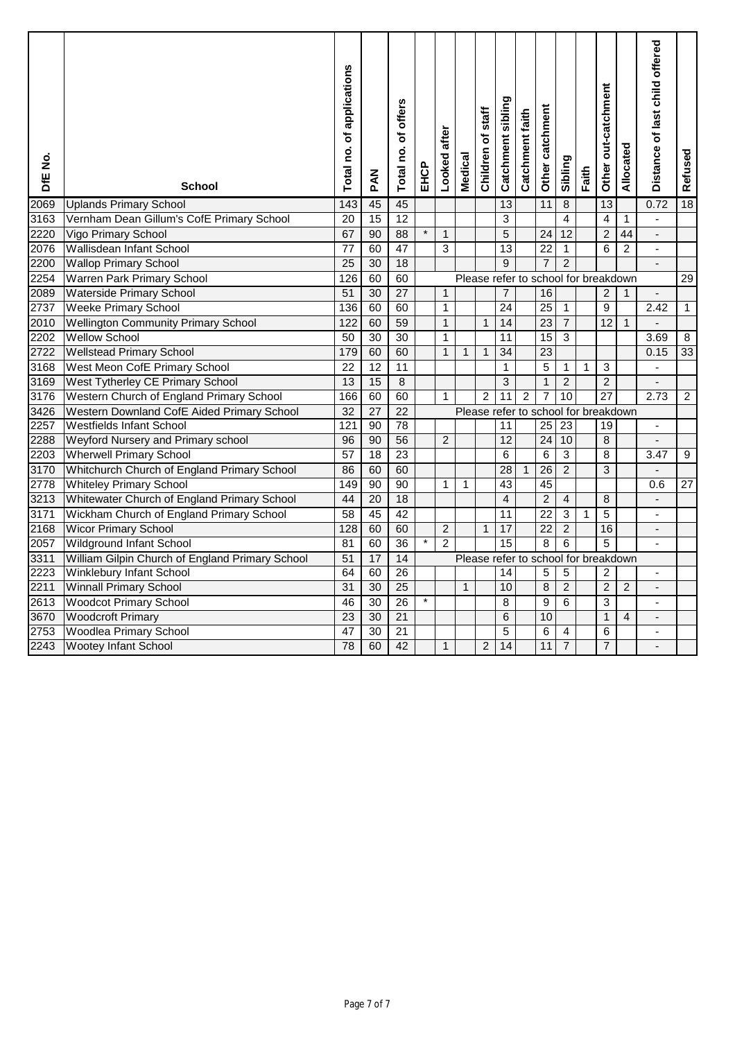| DfE No. | School | Total no. of applications | PAN | Total no. of offers | EHCP | Looked after | Medical | Children of staff | Catchment sibling | Catchment faith | Other catchment | Sibling | Faith | Other out-catchment | Allocated | Distance of last child offered | Refused |
|---|---|---|---|---|---|---|---|---|---|---|---|---|---|---|---|---|---|
| 2069 | Uplands Primary School | 143 | 45 | 45 | | | | | 13 | | 11 | 8 | | 13 | | 0.72 | 18 |
| 3163 | Vernham Dean Gillum's CofE Primary School | 20 | 15 | 12 | | | | | 3 | | | 4 | | 4 | 1 | - | |
| 2220 | Vigo Primary School | 67 | 90 | 88 | * | 1 | | | 5 | | 24 | 12 | | 2 | 44 | - | |
| 2076 | Wallisdean Infant School | 77 | 60 | 47 | | 3 | | | 13 | | 22 | 1 | | 6 | 2 | - | |
| 2200 | Wallop Primary School | 25 | 30 | 18 | | | | | 9 | | 7 | 2 | | | | - | |
| 2254 | Warren Park Primary School | 126 | 60 | 60 | Please refer to school for breakdown | | | | | | | | | | | | 29 |
| 2089 | Waterside Primary School | 51 | 30 | 27 | | 1 | | | 7 | | 16 | | | 2 | 1 | - | |
| 2737 | Weeke Primary School | 136 | 60 | 60 | | 1 | | | 24 | | 25 | 1 | | 9 | | 2.42 | 1 |
| 2010 | Wellington Community Primary School | 122 | 60 | 59 | | 1 | | 1 | 14 | | 23 | 7 | | 12 | 1 | - | |
| 2202 | Wellow School | 50 | 30 | 30 | | 1 | | | 11 | | 15 | 3 | | | | 3.69 | 8 |
| 2722 | Wellstead Primary School | 179 | 60 | 60 | | 1 | 1 | 1 | 34 | | 23 | | | | | 0.15 | 33 |
| 3168 | West Meon CofE Primary School | 22 | 12 | 11 | | | | | 1 | | 5 | 1 | 1 | 3 | | - | |
| 3169 | West Tytherley CE Primary School | 13 | 15 | 8 | | | | | 3 | | 1 | 2 | | 2 | | - | |
| 3176 | Western Church of England Primary School | 166 | 60 | 60 | | 1 | | 2 | 11 | 2 | 7 | 10 | | 27 | | 2.73 | 2 |
| 3426 | Western Downland CofE Aided Primary School | 32 | 27 | 22 | Please refer to school for breakdown | | | | | | | | | | | | |
| 2257 | Westfields Infant School | 121 | 90 | 78 | | | | | 11 | | 25 | 23 | | 19 | | - | |
| 2288 | Weyford Nursery and Primary school | 96 | 90 | 56 | | 2 | | | 12 | | 24 | 10 | | 8 | | - | |
| 2203 | Wherwell Primary School | 57 | 18 | 23 | | | | | 6 | | 6 | 3 | | 8 | | 3.47 | 9 |
| 3170 | Whitchurch Church of England Primary School | 86 | 60 | 60 | | | | | 28 | 1 | 26 | 2 | | 3 | | - | |
| 2778 | Whiteley Primary School | 149 | 90 | 90 | | 1 | 1 | | 43 | | 45 | | | | | 0.6 | 27 |
| 3213 | Whitewater Church of England Primary School | 44 | 20 | 18 | | | | | 4 | | 2 | 4 | | 8 | | - | |
| 3171 | Wickham Church of England Primary School | 58 | 45 | 42 | | | | | 11 | | 22 | 3 | 1 | 5 | | - | |
| 2168 | Wicor Primary School | 128 | 60 | 60 | | 2 | | 1 | 17 | | 22 | 2 | | 16 | | - | |
| 2057 | Wildground Infant School | 81 | 60 | 36 | * | 2 | | | 15 | | 8 | 6 | | 5 | | - | |
| 3311 | William Gilpin Church of England Primary School | 51 | 17 | 14 | Please refer to school for breakdown | | | | | | | | | | | | |
| 2223 | Winklebury Infant School | 64 | 60 | 26 | | | | | 14 | | 5 | 5 | | 2 | | - | |
| 2211 | Winnall Primary School | 31 | 30 | 25 | | | 1 | | 10 | | 8 | 2 | | 2 | 2 | - | |
| 2613 | Woodcot Primary School | 46 | 30 | 26 | * | | | | 8 | | 9 | 6 | | 3 | | - | |
| 3670 | Woodcroft Primary | 23 | 30 | 21 | | | | | 6 | | 10 | | | 1 | 4 | - | |
| 2753 | Woodlea Primary School | 47 | 30 | 21 | | | | | 5 | | 6 | 4 | | 6 | | - | |
| 2243 | Wootey Infant School | 78 | 60 | 42 | | 1 | | 2 | 14 | | 11 | 7 | | 7 | | - | |